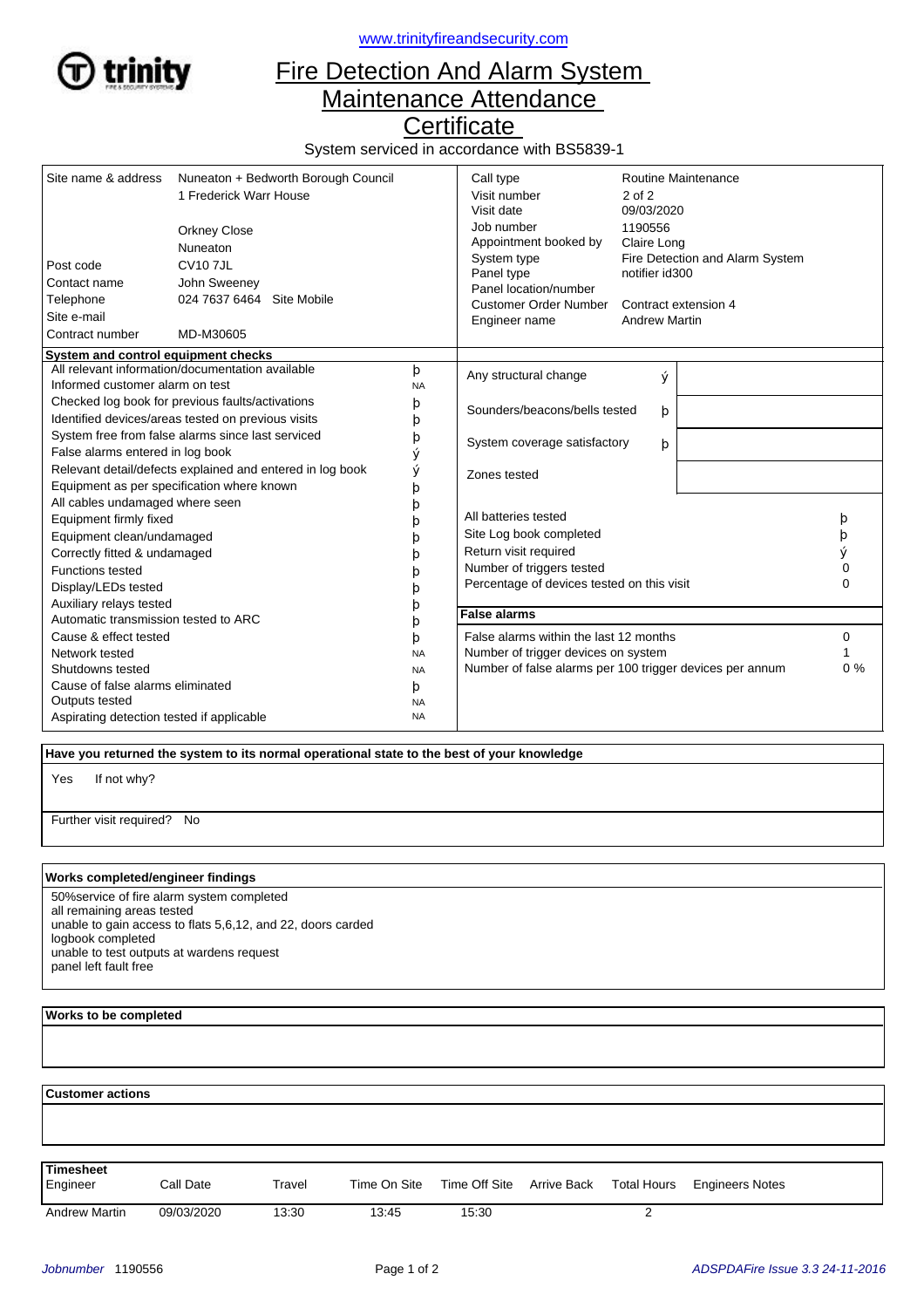www.trinityfireandsecurity.com

# Fire Detection And Alarm System Maintenance Attendance Certificate

System serviced in accordance with BS5839-1

| | | | |
|---|---|---|---|
| Site name & address | Nuneaton + Bedworth Borough Council<br>1 Frederick Warr House<br><br>Orkney Close<br>Nuneaton | Call type | Routine Maintenance |
| | | Visit number | 2 of 2 |
| | | Visit date | 09/03/2020 |
| | | Job number | 1190556 |
| | | Appointment booked by | Claire Long |
| Post code | CV10 7JL | System type | Fire Detection and Alarm System |
| Contact name | John Sweeney | Panel type | notifier id300 |
| Telephone | 024 7637 6464 Site Mobile | Panel location/number | |
| Site e-mail | | Customer Order Number | Contract extension 4 |
| Contract number | MD-M30605 | Engineer name | Andrew Martin |

**System and control equipment checks**

| Check | |
|---|---|
| All relevant information/documentation available | þ |
| Informed customer alarm on test | NA |
| Checked log book for previous faults/activations | þ |
| Identified devices/areas tested on previous visits | þ |
| System free from false alarms since last serviced | þ |
| False alarms entered in log book | ý |
| Relevant detail/defects explained and entered in log book | ý |
| Equipment as per specification where known | þ |
| All cables undamaged where seen | þ |
| Equipment firmly fixed | þ |
| Equipment clean/undamaged | þ |
| Correctly fitted & undamaged | þ |
| Functions tested | þ |
| Display/LEDs tested | þ |
| Auxiliary relays tested | þ |
| Automatic transmission tested to ARC | þ |
| Cause & effect tested | þ |
| Network tested | NA |
| Shutdowns tested | NA |
| Cause of false alarms eliminated | þ |
| Outputs tested | NA |
| Aspirating detection tested if applicable | NA |

| Check | | |
|---|---|---|
| Any structural change | ý | |
| Sounders/beacons/bells tested | þ | |
| System coverage satisfactory | þ | |
| Zones tested | | |

| | |
|---|---|
| All batteries tested | þ |
| Site Log book completed | þ |
| Return visit required | ý |
| Number of triggers tested | 0 |
| Percentage of devices tested on this visit | 0 |

**False alarms**

| | |
|---|---|
| False alarms within the last 12 months | 0 |
| Number of trigger devices on system | 1 |
| Number of false alarms per 100 trigger devices per annum | 0 % |

**Have you returned the system to its normal operational state to the best of your knowledge**

Yes    If not why?

Further visit required? No

**Works completed/engineer findings**

50%service of fire alarm system completed
all remaining areas tested
unable to gain access to flats 5,6,12, and 22, doors carded
logbook completed
unable to test outputs at wardens request
panel left fault free

**Works to be completed**

**Customer actions**

**Timesheet**

| Engineer | Call Date | Travel | Time On Site | Time Off Site | Arrive Back | Total Hours | Engineers Notes |
|---|---|---|---|---|---|---|---|
| Andrew Martin | 09/03/2020 | 13:30 | 13:45 | 15:30 | | 2 | |

*Jobnumber* 1190556    *ADSPDAFire Issue 3.3 24-11-2016*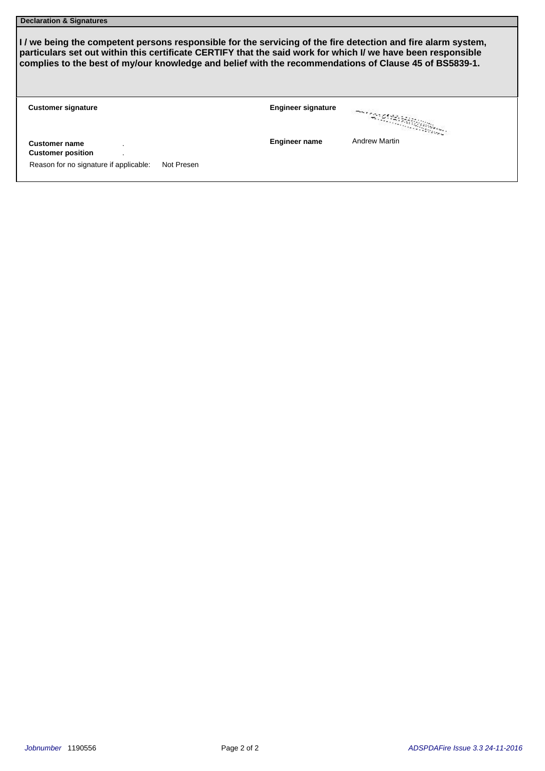**Declaration & Signatures**

**I / we being the competent persons responsible for the servicing of the fire detection and fire alarm system, particulars set out within this certificate CERTIFY that the said work for which I/ we have been responsible complies to the best of my/our knowledge and belief with the recommendations of Clause 45 of BS5839-1.**

| | | | |
|---|---|---|---|
| **Customer signature** | | **Engineer signature** | |
| **Customer name** | . | **Engineer name** | Andrew Martin |
| **Customer position** | . | | |
| Reason for no signature if applicable: | Not Presen | | |

*Jobnumber* 1190556

*ADSPDAFire Issue 3.3 24-11-2016*